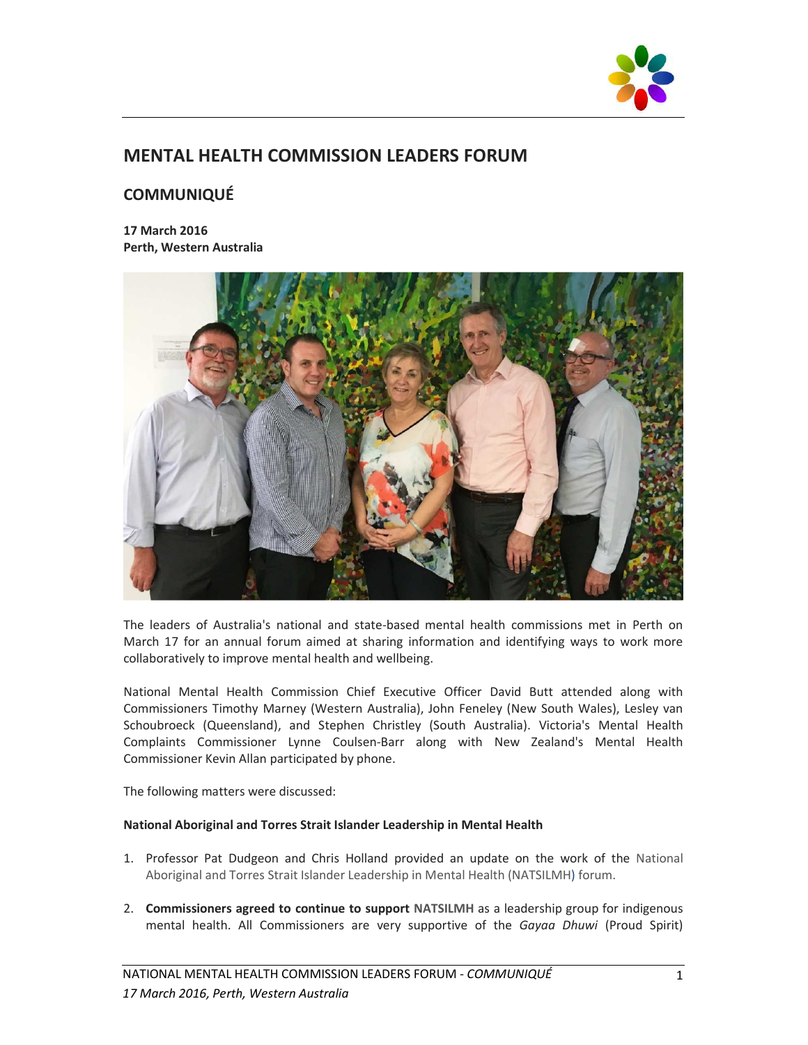# MENTAL HEALTH COMMISSION LEADERS FORUM

## COMMUNIQUÉ

**17 March 2016**
**Perth, Western Australia**

The leaders of Australia's national and state-based mental health commissions met in Perth on March 17 for an annual forum aimed at sharing information and identifying ways to work more collaboratively to improve mental health and wellbeing.

National Mental Health Commission Chief Executive Officer David Butt attended along with Commissioners Timothy Marney (Western Australia), John Feneley (New South Wales), Lesley van Schoubroeck (Queensland), and Stephen Christley (South Australia). Victoria's Mental Health Complaints Commissioner Lynne Coulsen-Barr along with New Zealand's Mental Health Commissioner Kevin Allan participated by phone.

The following matters were discussed:

**National Aboriginal and Torres Strait Islander Leadership in Mental Health**

1. Professor Pat Dudgeon and Chris Holland provided an update on the work of the National Aboriginal and Torres Strait Islander Leadership in Mental Health (NATSILMH) forum.
2. **Commissioners agreed to continue to support NATSILMH** as a leadership group for indigenous mental health. All Commissioners are very supportive of the *Gayaa Dhuwi* (Proud Spirit)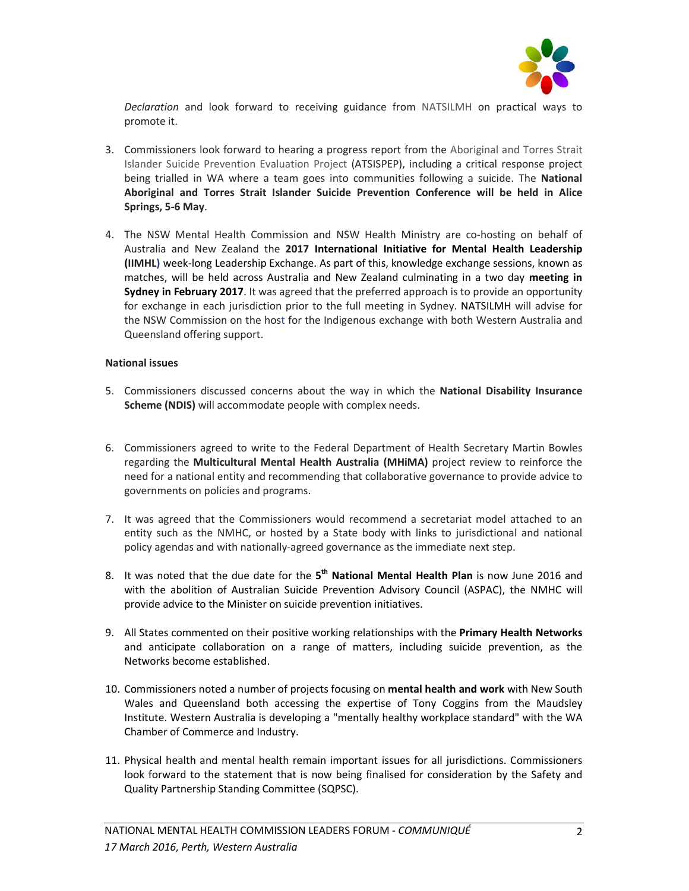*Declaration* and look forward to receiving guidance from NATSILMH on practical ways to promote it.

3. Commissioners look forward to hearing a progress report from the Aboriginal and Torres Strait Islander Suicide Prevention Evaluation Project (ATSISPEP), including a critical response project being trialled in WA where a team goes into communities following a suicide. The **National Aboriginal and Torres Strait Islander Suicide Prevention Conference will be held in Alice Springs, 5-6 May**.

4. The NSW Mental Health Commission and NSW Health Ministry are co-hosting on behalf of Australia and New Zealand the **2017 International Initiative for Mental Health Leadership (IIMHL)** week-long Leadership Exchange. As part of this, knowledge exchange sessions, known as matches, will be held across Australia and New Zealand culminating in a two day **meeting in Sydney in February 2017**. It was agreed that the preferred approach is to provide an opportunity for exchange in each jurisdiction prior to the full meeting in Sydney. NATSILMH will advise for the NSW Commission on the host for the Indigenous exchange with both Western Australia and Queensland offering support.

**National issues**

5. Commissioners discussed concerns about the way in which the **National Disability Insurance Scheme (NDIS)** will accommodate people with complex needs.

6. Commissioners agreed to write to the Federal Department of Health Secretary Martin Bowles regarding the **Multicultural Mental Health Australia (MHiMA)** project review to reinforce the need for a national entity and recommending that collaborative governance to provide advice to governments on policies and programs.

7. It was agreed that the Commissioners would recommend a secretariat model attached to an entity such as the NMHC, or hosted by a State body with links to jurisdictional and national policy agendas and with nationally-agreed governance as the immediate next step.

8. It was noted that the due date for the **5th National Mental Health Plan** is now June 2016 and with the abolition of Australian Suicide Prevention Advisory Council (ASPAC), the NMHC will provide advice to the Minister on suicide prevention initiatives.

9. All States commented on their positive working relationships with the **Primary Health Networks** and anticipate collaboration on a range of matters, including suicide prevention, as the Networks become established.

10. Commissioners noted a number of projects focusing on **mental health and work** with New South Wales and Queensland both accessing the expertise of Tony Coggins from the Maudsley Institute. Western Australia is developing a "mentally healthy workplace standard" with the WA Chamber of Commerce and Industry.

11. Physical health and mental health remain important issues for all jurisdictions. Commissioners look forward to the statement that is now being finalised for consideration by the Safety and Quality Partnership Standing Committee (SQPSC).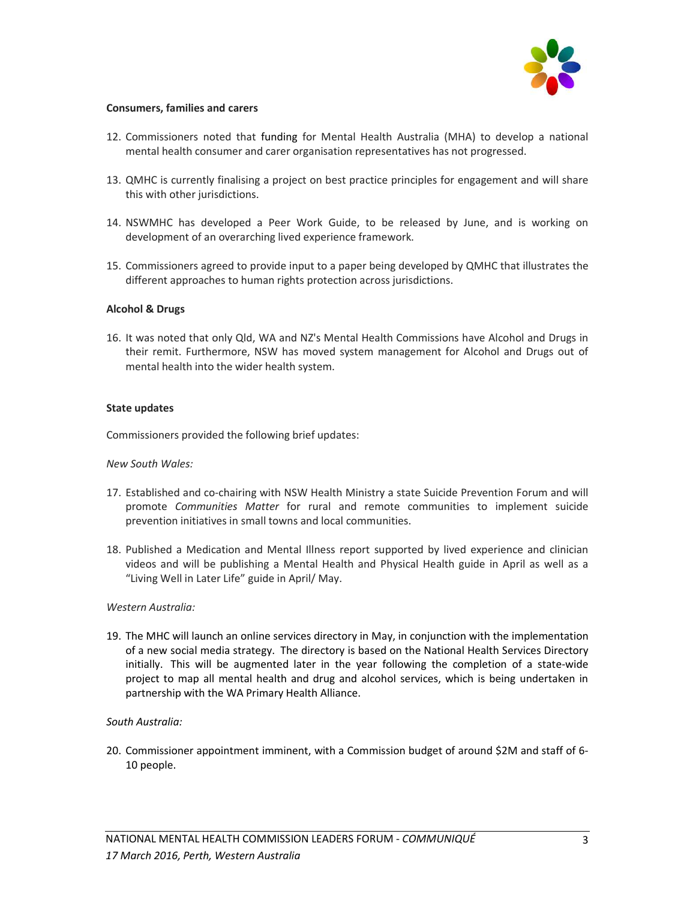**Consumers, families and carers**

12. Commissioners noted that funding for Mental Health Australia (MHA) to develop a national mental health consumer and carer organisation representatives has not progressed.

13. QMHC is currently finalising a project on best practice principles for engagement and will share this with other jurisdictions.

14. NSWMHC has developed a Peer Work Guide, to be released by June, and is working on development of an overarching lived experience framework.

15. Commissioners agreed to provide input to a paper being developed by QMHC that illustrates the different approaches to human rights protection across jurisdictions.

**Alcohol & Drugs**

16. It was noted that only Qld, WA and NZ's Mental Health Commissions have Alcohol and Drugs in their remit. Furthermore, NSW has moved system management for Alcohol and Drugs out of mental health into the wider health system.

**State updates**

Commissioners provided the following brief updates:

*New South Wales:*

17. Established and co-chairing with NSW Health Ministry a state Suicide Prevention Forum and will promote *Communities Matter* for rural and remote communities to implement suicide prevention initiatives in small towns and local communities.

18. Published a Medication and Mental Illness report supported by lived experience and clinician videos and will be publishing a Mental Health and Physical Health guide in April as well as a "Living Well in Later Life" guide in April/ May.

*Western Australia:*

19. The MHC will launch an online services directory in May, in conjunction with the implementation of a new social media strategy. The directory is based on the National Health Services Directory initially. This will be augmented later in the year following the completion of a state-wide project to map all mental health and drug and alcohol services, which is being undertaken in partnership with the WA Primary Health Alliance.

*South Australia:*

20. Commissioner appointment imminent, with a Commission budget of around $2M and staff of 6-10 people.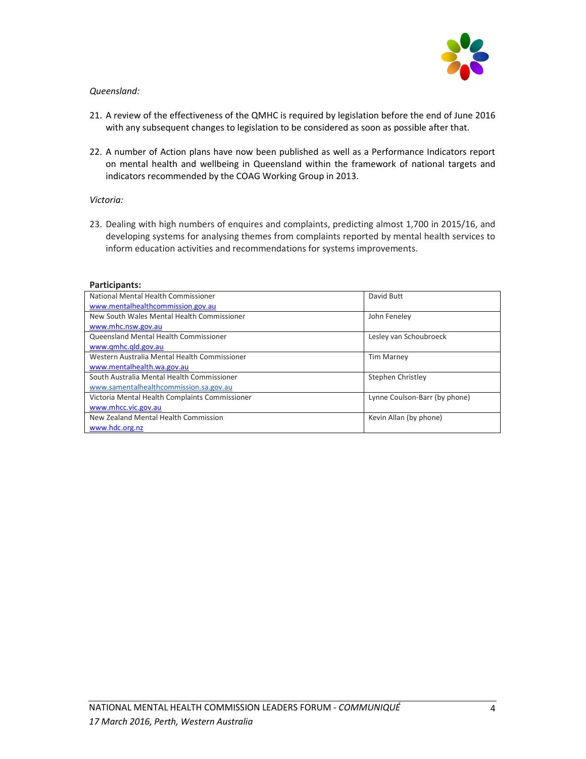*Queensland:*

21. A review of the effectiveness of the QMHC is required by legislation before the end of June 2016 with any subsequent changes to legislation to be considered as soon as possible after that.

22. A number of Action plans have now been published as well as a Performance Indicators report on mental health and wellbeing in Queensland within the framework of national targets and indicators recommended by the COAG Working Group in 2013.

*Victoria:*

23. Dealing with high numbers of enquires and complaints, predicting almost 1,700 in 2015/16, and developing systems for analysing themes from complaints reported by mental health services to inform education activities and recommendations for systems improvements.

**Participants:**

| | |
|---|---|
| National Mental Health Commissioner www.mentalhealthcommission.gov.au | David Butt |
| New South Wales Mental Health Commissioner www.mhc.nsw.gov.au | John Feneley |
| Queensland Mental Health Commissioner www.qmhc.qld.gov.au | Lesley van Schoubroeck |
| Western Australia Mental Health Commissioner www.mentalhealth.wa.gov.au | Tim Marney |
| South Australia Mental Health Commissioner www.samentalhealthcommission.sa.gov.au | Stephen Christley |
| Victoria Mental Health Complaints Commissioner www.mhcc.vic.gov.au | Lynne Coulson-Barr (by phone) |
| New Zealand Mental Health Commission www.hdc.org.nz | Kevin Allan (by phone) |